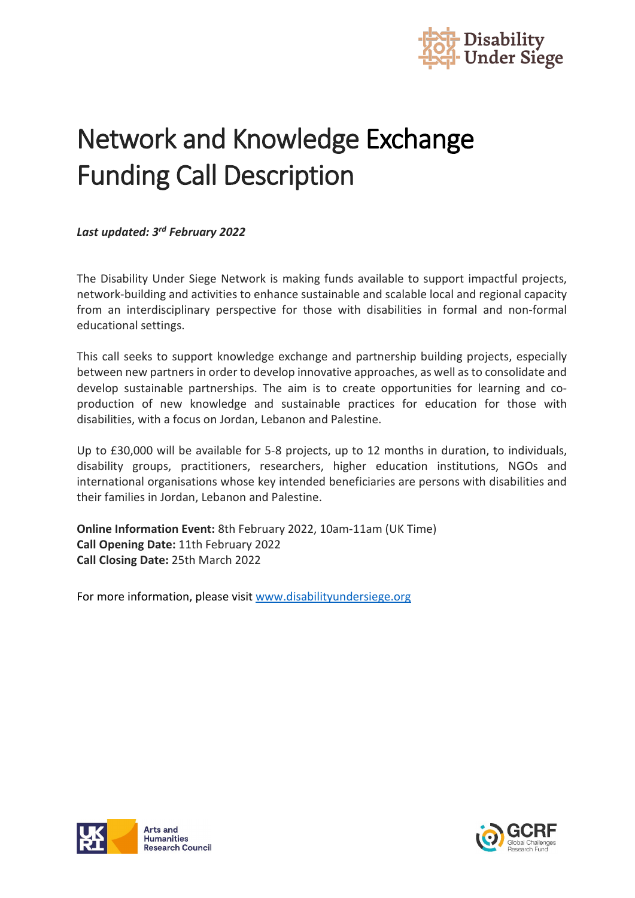# Network and Knowledge Exchange Funding Call Description

***Last updated: 3rd February 2022***

The Disability Under Siege Network is making funds available to support impactful projects, network-building and activities to enhance sustainable and scalable local and regional capacity from an interdisciplinary perspective for those with disabilities in formal and non-formal educational settings.

This call seeks to support knowledge exchange and partnership building projects, especially between new partners in order to develop innovative approaches, as well as to consolidate and develop sustainable partnerships. The aim is to create opportunities for learning and co-production of new knowledge and sustainable practices for education for those with disabilities, with a focus on Jordan, Lebanon and Palestine.

Up to £30,000 will be available for 5-8 projects, up to 12 months in duration, to individuals, disability groups, practitioners, researchers, higher education institutions, NGOs and international organisations whose key intended beneficiaries are persons with disabilities and their families in Jordan, Lebanon and Palestine.

**Online Information Event:** 8th February 2022, 10am-11am (UK Time)
**Call Opening Date:** 11th February 2022
**Call Closing Date:** 25th March 2022

For more information, please visit [www.disabilityundersiege.org](http://www.disabilityundersiege.org)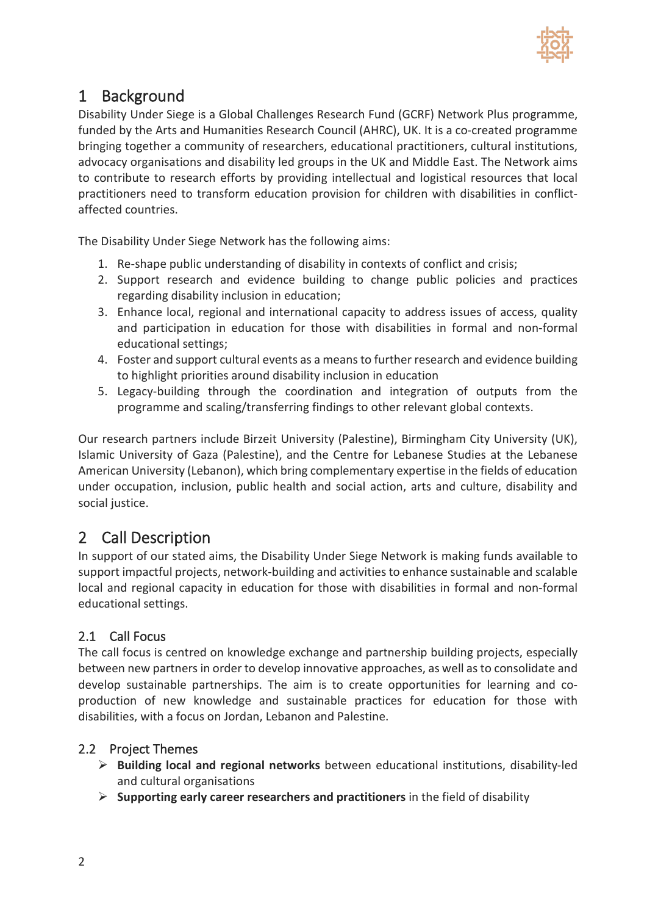# 1 Background

Disability Under Siege is a Global Challenges Research Fund (GCRF) Network Plus programme, funded by the Arts and Humanities Research Council (AHRC), UK. It is a co-created programme bringing together a community of researchers, educational practitioners, cultural institutions, advocacy organisations and disability led groups in the UK and Middle East. The Network aims to contribute to research efforts by providing intellectual and logistical resources that local practitioners need to transform education provision for children with disabilities in conflict-affected countries.

The Disability Under Siege Network has the following aims:

1. Re-shape public understanding of disability in contexts of conflict and crisis;
2. Support research and evidence building to change public policies and practices regarding disability inclusion in education;
3. Enhance local, regional and international capacity to address issues of access, quality and participation in education for those with disabilities in formal and non-formal educational settings;
4. Foster and support cultural events as a means to further research and evidence building to highlight priorities around disability inclusion in education
5. Legacy-building through the coordination and integration of outputs from the programme and scaling/transferring findings to other relevant global contexts.

Our research partners include Birzeit University (Palestine), Birmingham City University (UK), Islamic University of Gaza (Palestine), and the Centre for Lebanese Studies at the Lebanese American University (Lebanon), which bring complementary expertise in the fields of education under occupation, inclusion, public health and social action, arts and culture, disability and social justice.

# 2 Call Description

In support of our stated aims, the Disability Under Siege Network is making funds available to support impactful projects, network-building and activities to enhance sustainable and scalable local and regional capacity in education for those with disabilities in formal and non-formal educational settings.

## 2.1 Call Focus

The call focus is centred on knowledge exchange and partnership building projects, especially between new partners in order to develop innovative approaches, as well as to consolidate and develop sustainable partnerships. The aim is to create opportunities for learning and co-production of new knowledge and sustainable practices for education for those with disabilities, with a focus on Jordan, Lebanon and Palestine.

## 2.2 Project Themes

- **Building local and regional networks** between educational institutions, disability-led and cultural organisations
- **Supporting early career researchers and practitioners** in the field of disability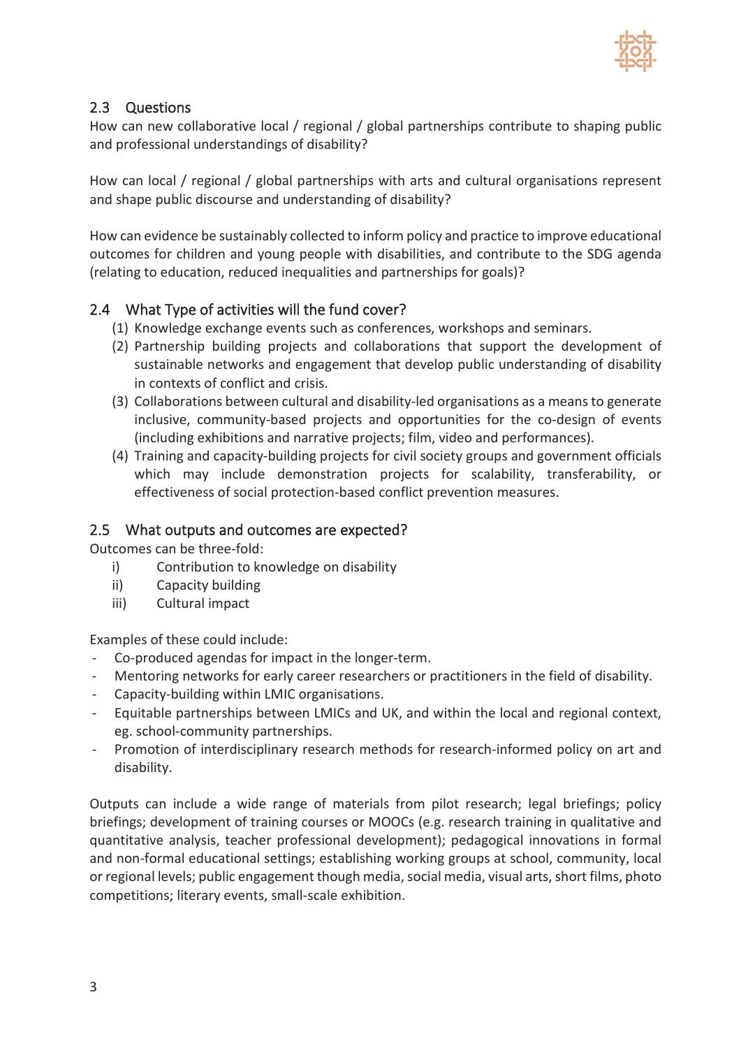## 2.3 Questions

How can new collaborative local / regional / global partnerships contribute to shaping public and professional understandings of disability?

How can local / regional / global partnerships with arts and cultural organisations represent and shape public discourse and understanding of disability?

How can evidence be sustainably collected to inform policy and practice to improve educational outcomes for children and young people with disabilities, and contribute to the SDG agenda (relating to education, reduced inequalities and partnerships for goals)?

## 2.4 What Type of activities will the fund cover?

(1) Knowledge exchange events such as conferences, workshops and seminars.
(2) Partnership building projects and collaborations that support the development of sustainable networks and engagement that develop public understanding of disability in contexts of conflict and crisis.
(3) Collaborations between cultural and disability-led organisations as a means to generate inclusive, community-based projects and opportunities for the co-design of events (including exhibitions and narrative projects; film, video and performances).
(4) Training and capacity-building projects for civil society groups and government officials which may include demonstration projects for scalability, transferability, or effectiveness of social protection-based conflict prevention measures.

## 2.5 What outputs and outcomes are expected?

Outcomes can be three-fold:

i) Contribution to knowledge on disability
ii) Capacity building
iii) Cultural impact

Examples of these could include:

- Co-produced agendas for impact in the longer-term.
- Mentoring networks for early career researchers or practitioners in the field of disability.
- Capacity-building within LMIC organisations.
- Equitable partnerships between LMICs and UK, and within the local and regional context, eg. school-community partnerships.
- Promotion of interdisciplinary research methods for research-informed policy on art and disability.

Outputs can include a wide range of materials from pilot research; legal briefings; policy briefings; development of training courses or MOOCs (e.g. research training in qualitative and quantitative analysis, teacher professional development); pedagogical innovations in formal and non-formal educational settings; establishing working groups at school, community, local or regional levels; public engagement though media, social media, visual arts, short films, photo competitions; literary events, small-scale exhibition.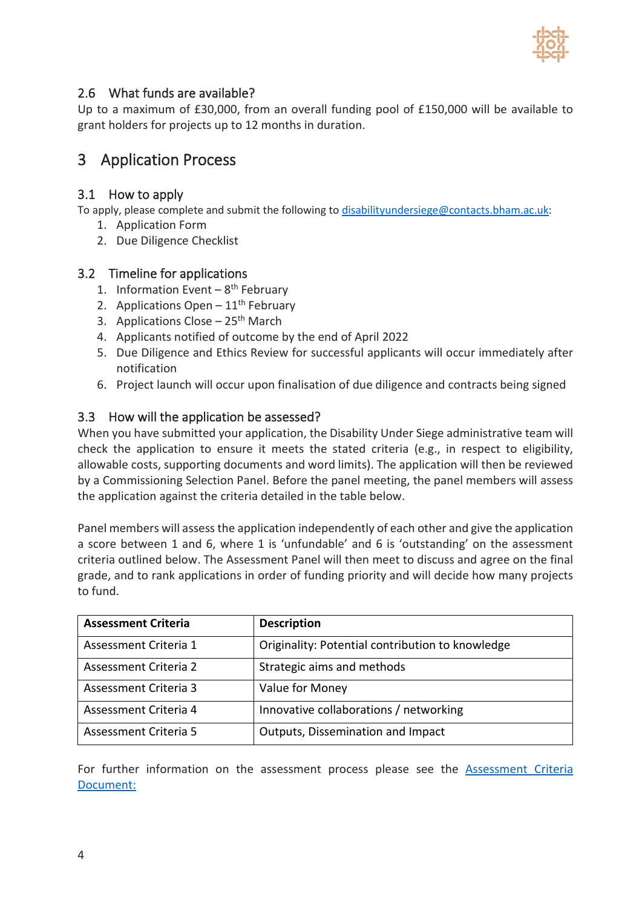### 2.6 What funds are available?

Up to a maximum of £30,000, from an overall funding pool of £150,000 will be available to grant holders for projects up to 12 months in duration.

## 3 Application Process

### 3.1 How to apply

To apply, please complete and submit the following to [disabilityundersiege@contacts.bham.ac.uk](mailto:disabilityundersiege@contacts.bham.ac.uk):

1. Application Form
2. Due Diligence Checklist

### 3.2 Timeline for applications

1. Information Event – 8th February
2. Applications Open – 11th February
3. Applications Close – 25th March
4. Applicants notified of outcome by the end of April 2022
5. Due Diligence and Ethics Review for successful applicants will occur immediately after notification
6. Project launch will occur upon finalisation of due diligence and contracts being signed

### 3.3 How will the application be assessed?

When you have submitted your application, the Disability Under Siege administrative team will check the application to ensure it meets the stated criteria (e.g., in respect to eligibility, allowable costs, supporting documents and word limits). The application will then be reviewed by a Commissioning Selection Panel. Before the panel meeting, the panel members will assess the application against the criteria detailed in the table below.

Panel members will assess the application independently of each other and give the application a score between 1 and 6, where 1 is 'unfundable' and 6 is 'outstanding' on the assessment criteria outlined below. The Assessment Panel will then meet to discuss and agree on the final grade, and to rank applications in order of funding priority and will decide how many projects to fund.

| Assessment Criteria | Description |
|---|---|
| Assessment Criteria 1 | Originality: Potential contribution to knowledge |
| Assessment Criteria 2 | Strategic aims and methods |
| Assessment Criteria 3 | Value for Money |
| Assessment Criteria 4 | Innovative collaborations / networking |
| Assessment Criteria 5 | Outputs, Dissemination and Impact |

For further information on the assessment process please see the Assessment Criteria Document: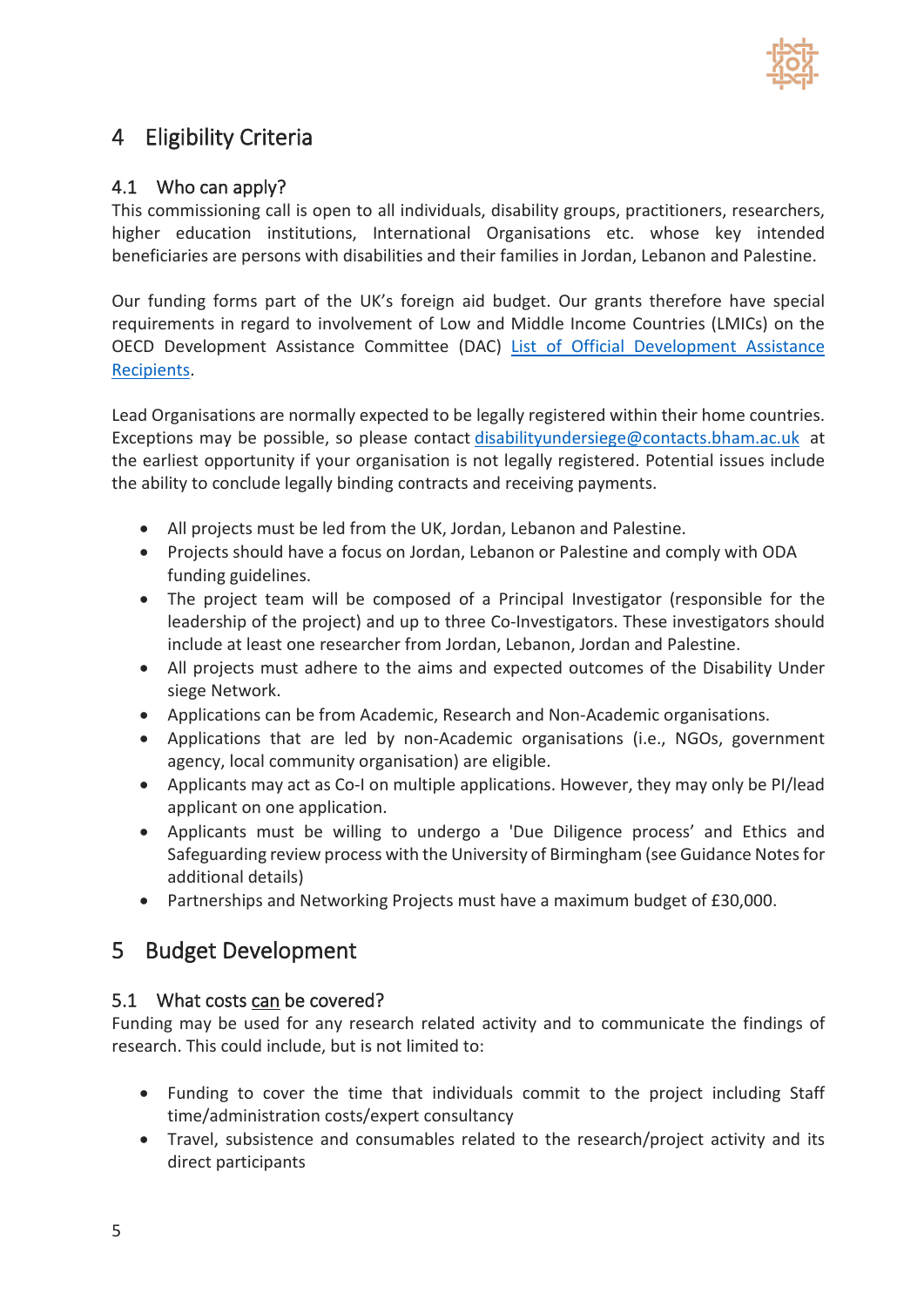# 4 Eligibility Criteria

## 4.1 Who can apply?

This commissioning call is open to all individuals, disability groups, practitioners, researchers, higher education institutions, International Organisations etc. whose key intended beneficiaries are persons with disabilities and their families in Jordan, Lebanon and Palestine.

Our funding forms part of the UK's foreign aid budget. Our grants therefore have special requirements in regard to involvement of Low and Middle Income Countries (LMICs) on the OECD Development Assistance Committee (DAC) [List of Official Development Assistance Recipients](#).

Lead Organisations are normally expected to be legally registered within their home countries. Exceptions may be possible, so please contact disabilityundersiege@contacts.bham.ac.uk at the earliest opportunity if your organisation is not legally registered. Potential issues include the ability to conclude legally binding contracts and receiving payments.

- All projects must be led from the UK, Jordan, Lebanon and Palestine.
- Projects should have a focus on Jordan, Lebanon or Palestine and comply with ODA funding guidelines.
- The project team will be composed of a Principal Investigator (responsible for the leadership of the project) and up to three Co-Investigators. These investigators should include at least one researcher from Jordan, Lebanon, Jordan and Palestine.
- All projects must adhere to the aims and expected outcomes of the Disability Under siege Network.
- Applications can be from Academic, Research and Non-Academic organisations.
- Applications that are led by non-Academic organisations (i.e., NGOs, government agency, local community organisation) are eligible.
- Applicants may act as Co-I on multiple applications. However, they may only be PI/lead applicant on one application.
- Applicants must be willing to undergo a 'Due Diligence process' and Ethics and Safeguarding review process with the University of Birmingham (see Guidance Notes for additional details)
- Partnerships and Networking Projects must have a maximum budget of £30,000.

# 5 Budget Development

## 5.1 What costs can be covered?

Funding may be used for any research related activity and to communicate the findings of research. This could include, but is not limited to:

- Funding to cover the time that individuals commit to the project including Staff time/administration costs/expert consultancy
- Travel, subsistence and consumables related to the research/project activity and its direct participants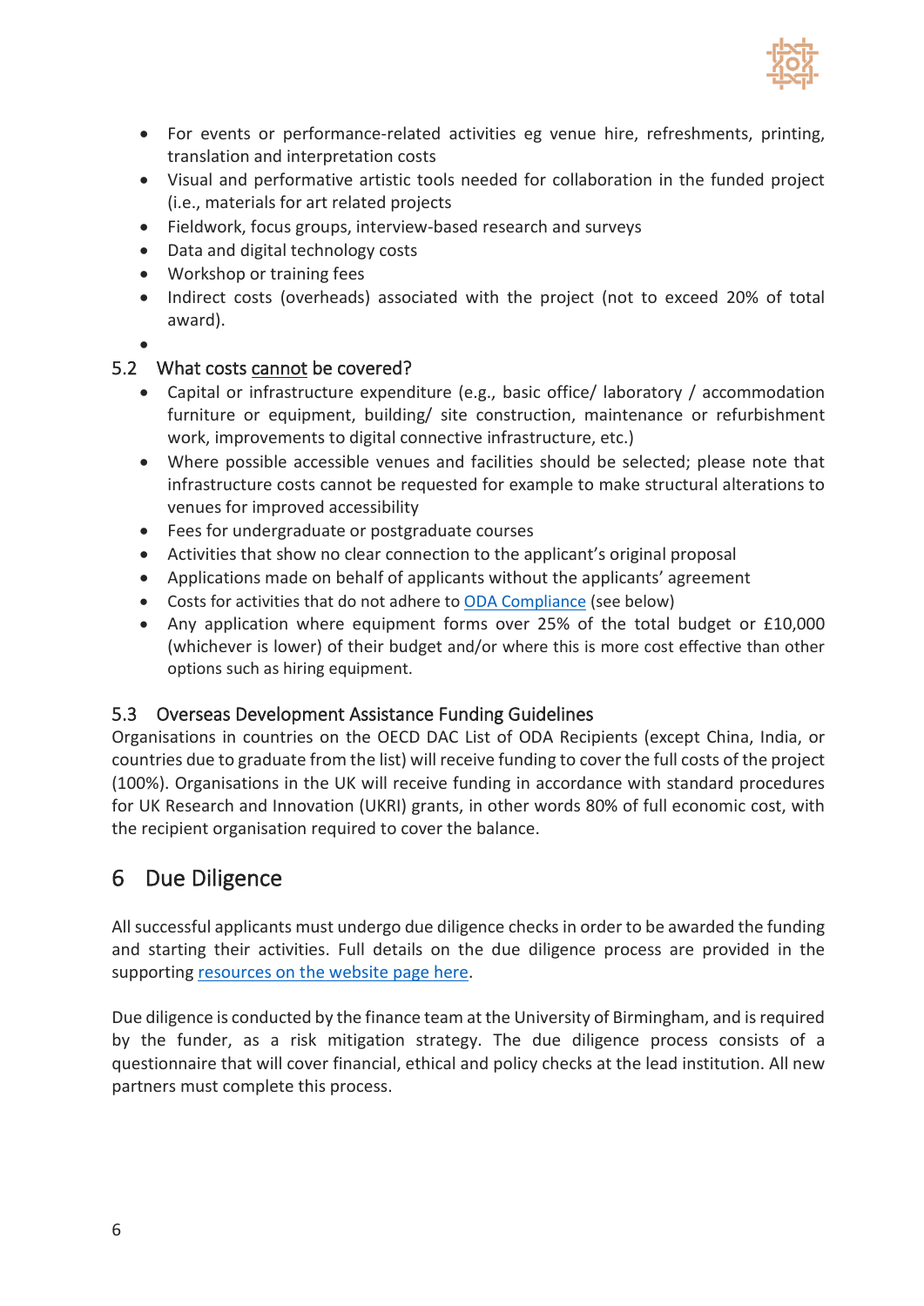- For events or performance-related activities eg venue hire, refreshments, printing, translation and interpretation costs
- Visual and performative artistic tools needed for collaboration in the funded project (i.e., materials for art related projects
- Fieldwork, focus groups, interview-based research and surveys
- Data and digital technology costs
- Workshop or training fees
- Indirect costs (overheads) associated with the project (not to exceed 20% of total award).
- 

### 5.2 What costs cannot be covered?

- Capital or infrastructure expenditure (e.g., basic office/ laboratory / accommodation furniture or equipment, building/ site construction, maintenance or refurbishment work, improvements to digital connective infrastructure, etc.)
- Where possible accessible venues and facilities should be selected; please note that infrastructure costs cannot be requested for example to make structural alterations to venues for improved accessibility
- Fees for undergraduate or postgraduate courses
- Activities that show no clear connection to the applicant's original proposal
- Applications made on behalf of applicants without the applicants' agreement
- Costs for activities that do not adhere to ODA Compliance (see below)
- Any application where equipment forms over 25% of the total budget or £10,000 (whichever is lower) of their budget and/or where this is more cost effective than other options such as hiring equipment.

### 5.3 Overseas Development Assistance Funding Guidelines

Organisations in countries on the OECD DAC List of ODA Recipients (except China, India, or countries due to graduate from the list) will receive funding to cover the full costs of the project (100%). Organisations in the UK will receive funding in accordance with standard procedures for UK Research and Innovation (UKRI) grants, in other words 80% of full economic cost, with the recipient organisation required to cover the balance.

## 6 Due Diligence

All successful applicants must undergo due diligence checks in order to be awarded the funding and starting their activities. Full details on the due diligence process are provided in the supporting resources on the website page here.

Due diligence is conducted by the finance team at the University of Birmingham, and is required by the funder, as a risk mitigation strategy. The due diligence process consists of a questionnaire that will cover financial, ethical and policy checks at the lead institution. All new partners must complete this process.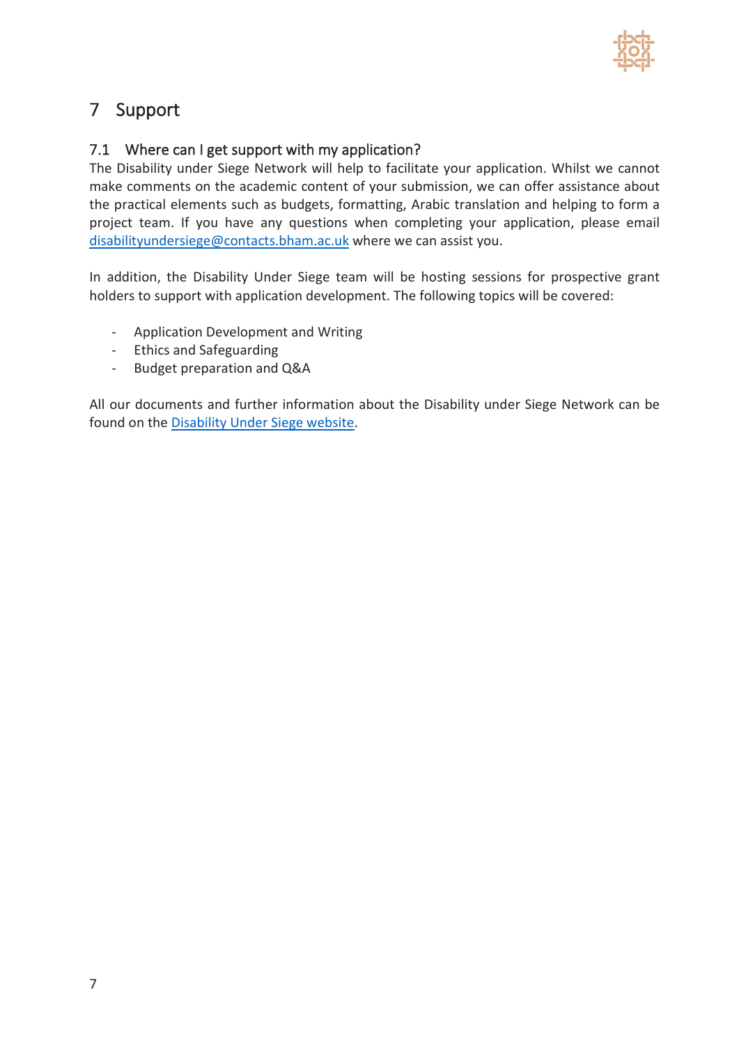# 7 Support

## 7.1 Where can I get support with my application?

The Disability under Siege Network will help to facilitate your application. Whilst we cannot make comments on the academic content of your submission, we can offer assistance about the practical elements such as budgets, formatting, Arabic translation and helping to form a project team. If you have any questions when completing your application, please email disabilityundersiege@contacts.bham.ac.uk where we can assist you.

In addition, the Disability Under Siege team will be hosting sessions for prospective grant holders to support with application development. The following topics will be covered:

- Application Development and Writing
- Ethics and Safeguarding
- Budget preparation and Q&A

All our documents and further information about the Disability under Siege Network can be found on the Disability Under Siege website.